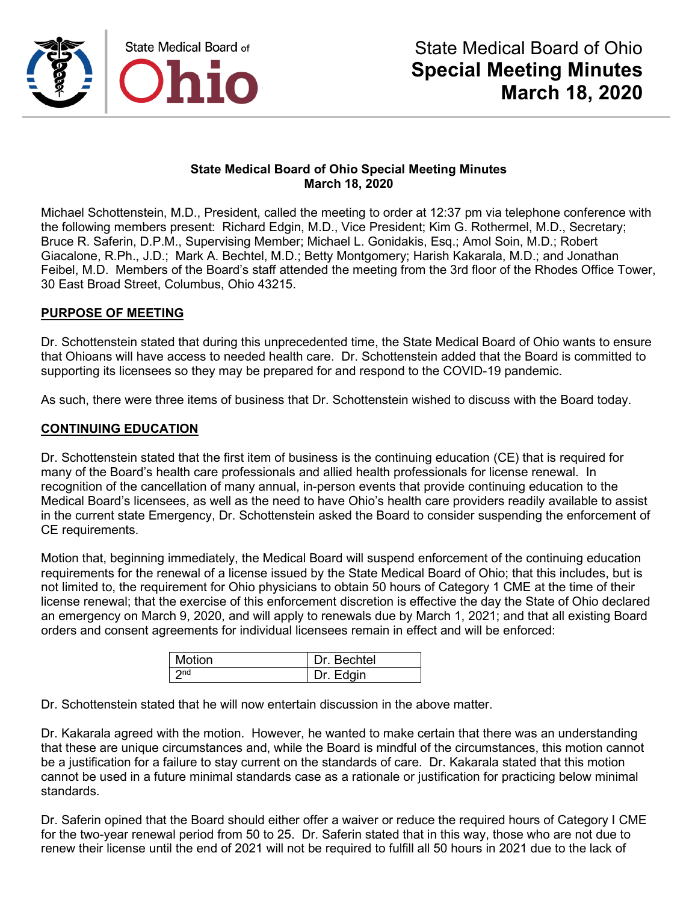# State Medical Board of Ohio Special Meeting Minutes

**March 18, 2020**

## State Medical Board of Ohio Special Meeting Minutes
**March 18, 2020**

Michael Schottenstein, M.D., President, called the meeting to order at 12:37 pm via telephone conference with the following members present: Richard Edgin, M.D., Vice President; Kim G. Rothermel, M.D., Secretary; Bruce R. Saferin, D.P.M., Supervising Member; Michael L. Gonidakis, Esq.; Amol Soin, M.D.; Robert Giacalone, R.Ph., J.D.; Mark A. Bechtel, M.D.; Betty Montgomery; Harish Kakarala, M.D.; and Jonathan Feibel, M.D. Members of the Board's staff attended the meeting from the 3rd floor of the Rhodes Office Tower, 30 East Broad Street, Columbus, Ohio 43215.

### PURPOSE OF MEETING

Dr. Schottenstein stated that during this unprecedented time, the State Medical Board of Ohio wants to ensure that Ohioans will have access to needed health care. Dr. Schottenstein added that the Board is committed to supporting its licensees so they may be prepared for and respond to the COVID-19 pandemic.

As such, there were three items of business that Dr. Schottenstein wished to discuss with the Board today.

### CONTINUING EDUCATION

Dr. Schottenstein stated that the first item of business is the continuing education (CE) that is required for many of the Board's health care professionals and allied health professionals for license renewal. In recognition of the cancellation of many annual, in-person events that provide continuing education to the Medical Board's licensees, as well as the need to have Ohio's health care providers readily available to assist in the current state Emergency, Dr. Schottenstein asked the Board to consider suspending the enforcement of CE requirements.

Motion that, beginning immediately, the Medical Board will suspend enforcement of the continuing education requirements for the renewal of a license issued by the State Medical Board of Ohio; that this includes, but is not limited to, the requirement for Ohio physicians to obtain 50 hours of Category 1 CME at the time of their license renewal; that the exercise of this enforcement discretion is effective the day the State of Ohio declared an emergency on March 9, 2020, and will apply to renewals due by March 1, 2021; and that all existing Board orders and consent agreements for individual licensees remain in effect and will be enforced:

| Motion | Dr. Bechtel |
|---|---|
| 2nd | Dr. Edgin |

Dr. Schottenstein stated that he will now entertain discussion in the above matter.

Dr. Kakarala agreed with the motion. However, he wanted to make certain that there was an understanding that these are unique circumstances and, while the Board is mindful of the circumstances, this motion cannot be a justification for a failure to stay current on the standards of care. Dr. Kakarala stated that this motion cannot be used in a future minimal standards case as a rationale or justification for practicing below minimal standards.

Dr. Saferin opined that the Board should either offer a waiver or reduce the required hours of Category I CME for the two-year renewal period from 50 to 25. Dr. Saferin stated that in this way, those who are not due to renew their license until the end of 2021 will not be required to fulfill all 50 hours in 2021 due to the lack of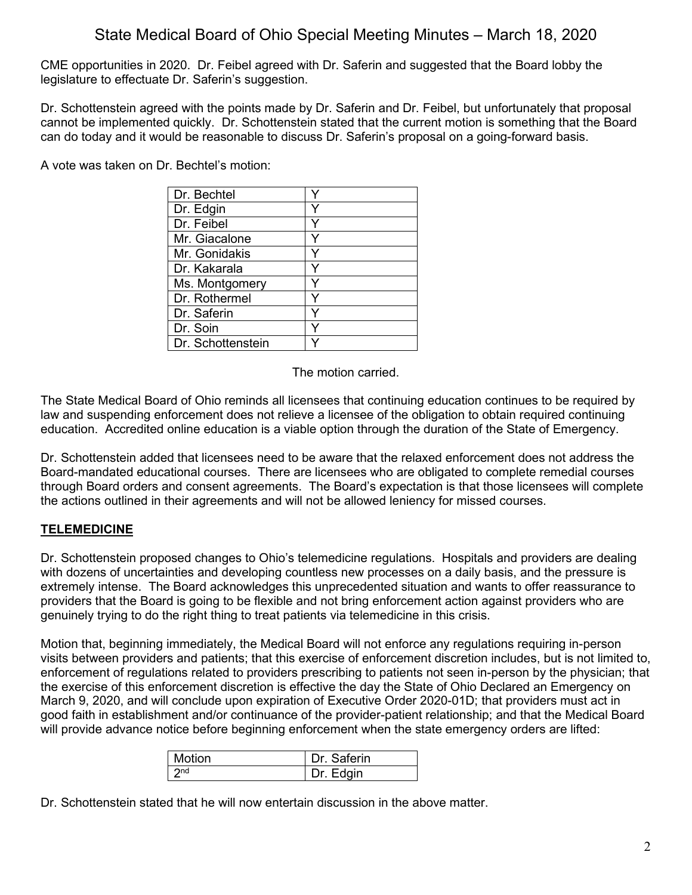CME opportunities in 2020. Dr. Feibel agreed with Dr. Saferin and suggested that the Board lobby the legislature to effectuate Dr. Saferin's suggestion.

Dr. Schottenstein agreed with the points made by Dr. Saferin and Dr. Feibel, but unfortunately that proposal cannot be implemented quickly. Dr. Schottenstein stated that the current motion is something that the Board can do today and it would be reasonable to discuss Dr. Saferin's proposal on a going-forward basis.

A vote was taken on Dr. Bechtel's motion:

| | |
|---|---|
| Dr. Bechtel | Y |
| Dr. Edgin | Y |
| Dr. Feibel | Y |
| Mr. Giacalone | Y |
| Mr. Gonidakis | Y |
| Dr. Kakarala | Y |
| Ms. Montgomery | Y |
| Dr. Rothermel | Y |
| Dr. Saferin | Y |
| Dr. Soin | Y |
| Dr. Schottenstein | Y |

The motion carried.

The State Medical Board of Ohio reminds all licensees that continuing education continues to be required by law and suspending enforcement does not relieve a licensee of the obligation to obtain required continuing education. Accredited online education is a viable option through the duration of the State of Emergency.

Dr. Schottenstein added that licensees need to be aware that the relaxed enforcement does not address the Board-mandated educational courses. There are licensees who are obligated to complete remedial courses through Board orders and consent agreements. The Board's expectation is that those licensees will complete the actions outlined in their agreements and will not be allowed leniency for missed courses.

## TELEMEDICINE

Dr. Schottenstein proposed changes to Ohio's telemedicine regulations. Hospitals and providers are dealing with dozens of uncertainties and developing countless new processes on a daily basis, and the pressure is extremely intense. The Board acknowledges this unprecedented situation and wants to offer reassurance to providers that the Board is going to be flexible and not bring enforcement action against providers who are genuinely trying to do the right thing to treat patients via telemedicine in this crisis.

Motion that, beginning immediately, the Medical Board will not enforce any regulations requiring in-person visits between providers and patients; that this exercise of enforcement discretion includes, but is not limited to, enforcement of regulations related to providers prescribing to patients not seen in-person by the physician; that the exercise of this enforcement discretion is effective the day the State of Ohio Declared an Emergency on March 9, 2020, and will conclude upon expiration of Executive Order 2020-01D; that providers must act in good faith in establishment and/or continuance of the provider-patient relationship; and that the Medical Board will provide advance notice before beginning enforcement when the state emergency orders are lifted:

| | |
|---|---|
| Motion | Dr. Saferin |
| 2nd | Dr. Edgin |

Dr. Schottenstein stated that he will now entertain discussion in the above matter.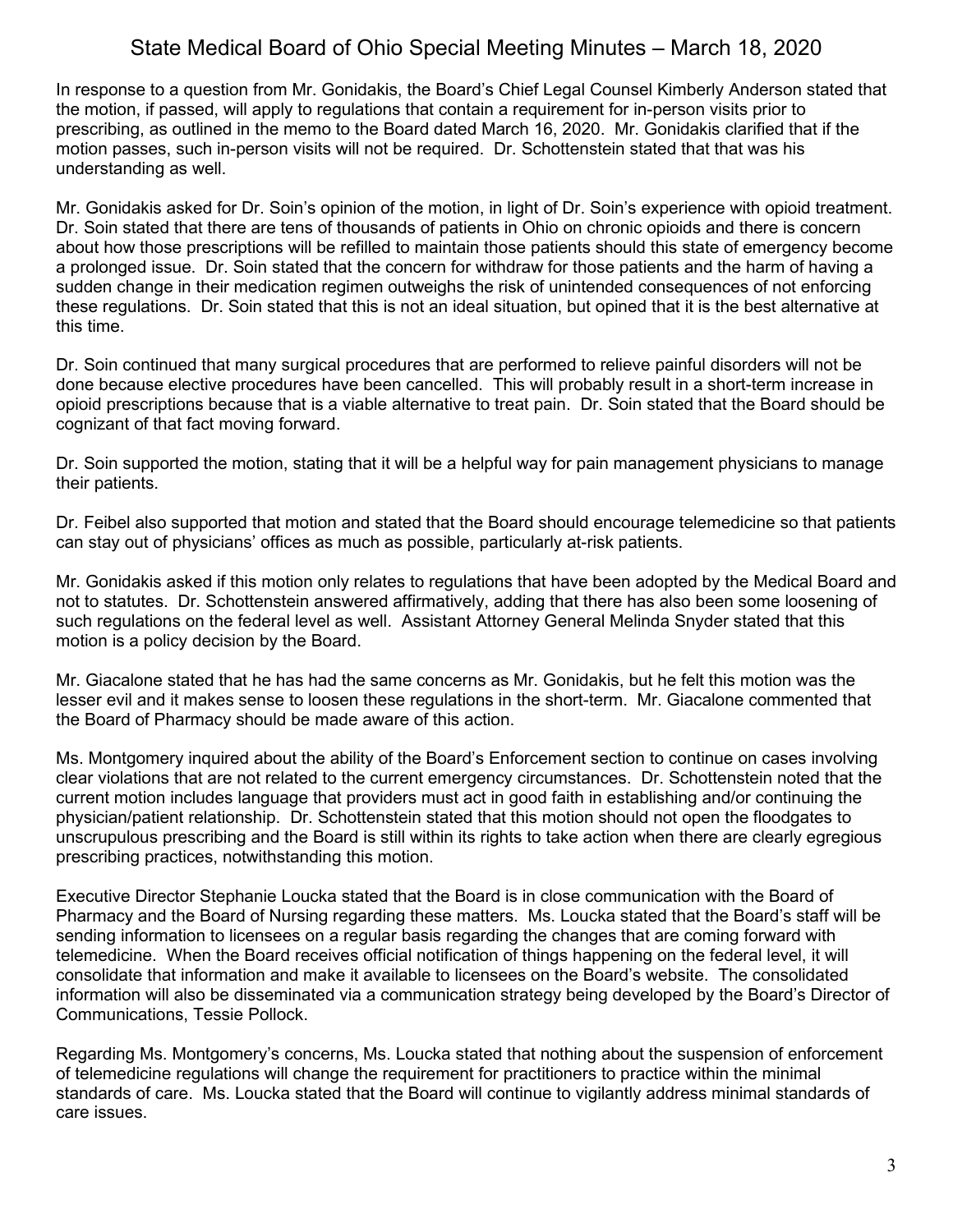In response to a question from Mr. Gonidakis, the Board's Chief Legal Counsel Kimberly Anderson stated that the motion, if passed, will apply to regulations that contain a requirement for in-person visits prior to prescribing, as outlined in the memo to the Board dated March 16, 2020. Mr. Gonidakis clarified that if the motion passes, such in-person visits will not be required. Dr. Schottenstein stated that that was his understanding as well.

Mr. Gonidakis asked for Dr. Soin's opinion of the motion, in light of Dr. Soin's experience with opioid treatment. Dr. Soin stated that there are tens of thousands of patients in Ohio on chronic opioids and there is concern about how those prescriptions will be refilled to maintain those patients should this state of emergency become a prolonged issue. Dr. Soin stated that the concern for withdraw for those patients and the harm of having a sudden change in their medication regimen outweighs the risk of unintended consequences of not enforcing these regulations. Dr. Soin stated that this is not an ideal situation, but opined that it is the best alternative at this time.

Dr. Soin continued that many surgical procedures that are performed to relieve painful disorders will not be done because elective procedures have been cancelled. This will probably result in a short-term increase in opioid prescriptions because that is a viable alternative to treat pain. Dr. Soin stated that the Board should be cognizant of that fact moving forward.

Dr. Soin supported the motion, stating that it will be a helpful way for pain management physicians to manage their patients.

Dr. Feibel also supported that motion and stated that the Board should encourage telemedicine so that patients can stay out of physicians' offices as much as possible, particularly at-risk patients.

Mr. Gonidakis asked if this motion only relates to regulations that have been adopted by the Medical Board and not to statutes. Dr. Schottenstein answered affirmatively, adding that there has also been some loosening of such regulations on the federal level as well. Assistant Attorney General Melinda Snyder stated that this motion is a policy decision by the Board.

Mr. Giacalone stated that he has had the same concerns as Mr. Gonidakis, but he felt this motion was the lesser evil and it makes sense to loosen these regulations in the short-term. Mr. Giacalone commented that the Board of Pharmacy should be made aware of this action.

Ms. Montgomery inquired about the ability of the Board's Enforcement section to continue on cases involving clear violations that are not related to the current emergency circumstances. Dr. Schottenstein noted that the current motion includes language that providers must act in good faith in establishing and/or continuing the physician/patient relationship. Dr. Schottenstein stated that this motion should not open the floodgates to unscrupulous prescribing and the Board is still within its rights to take action when there are clearly egregious prescribing practices, notwithstanding this motion.

Executive Director Stephanie Loucka stated that the Board is in close communication with the Board of Pharmacy and the Board of Nursing regarding these matters. Ms. Loucka stated that the Board's staff will be sending information to licensees on a regular basis regarding the changes that are coming forward with telemedicine. When the Board receives official notification of things happening on the federal level, it will consolidate that information and make it available to licensees on the Board's website. The consolidated information will also be disseminated via a communication strategy being developed by the Board's Director of Communications, Tessie Pollock.

Regarding Ms. Montgomery's concerns, Ms. Loucka stated that nothing about the suspension of enforcement of telemedicine regulations will change the requirement for practitioners to practice within the minimal standards of care. Ms. Loucka stated that the Board will continue to vigilantly address minimal standards of care issues.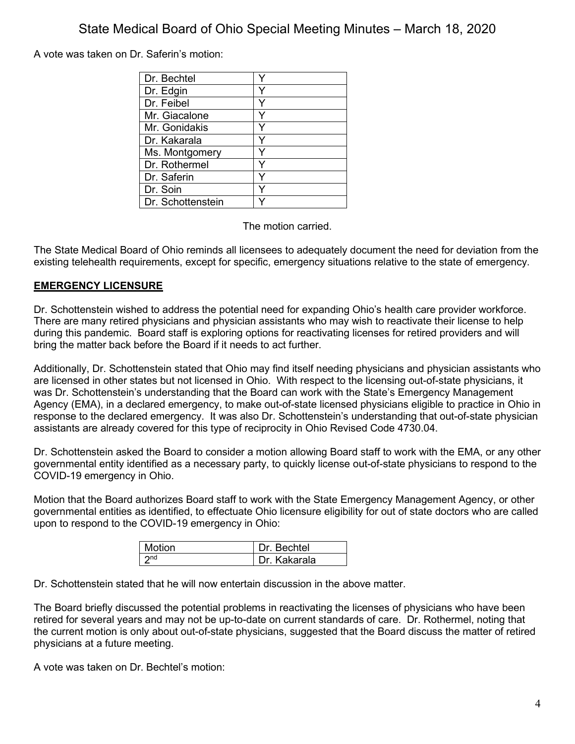A vote was taken on Dr. Saferin's motion:

| | |
|---|---|
| Dr. Bechtel | Y |
| Dr. Edgin | Y |
| Dr. Feibel | Y |
| Mr. Giacalone | Y |
| Mr. Gonidakis | Y |
| Dr. Kakarala | Y |
| Ms. Montgomery | Y |
| Dr. Rothermel | Y |
| Dr. Saferin | Y |
| Dr. Soin | Y |
| Dr. Schottenstein | Y |

The motion carried.

The State Medical Board of Ohio reminds all licensees to adequately document the need for deviation from the existing telehealth requirements, except for specific, emergency situations relative to the state of emergency.

**EMERGENCY LICENSURE**

Dr. Schottenstein wished to address the potential need for expanding Ohio's health care provider workforce. There are many retired physicians and physician assistants who may wish to reactivate their license to help during this pandemic. Board staff is exploring options for reactivating licenses for retired providers and will bring the matter back before the Board if it needs to act further.

Additionally, Dr. Schottenstein stated that Ohio may find itself needing physicians and physician assistants who are licensed in other states but not licensed in Ohio. With respect to the licensing out-of-state physicians, it was Dr. Schottenstein's understanding that the Board can work with the State's Emergency Management Agency (EMA), in a declared emergency, to make out-of-state licensed physicians eligible to practice in Ohio in response to the declared emergency. It was also Dr. Schottenstein's understanding that out-of-state physician assistants are already covered for this type of reciprocity in Ohio Revised Code 4730.04.

Dr. Schottenstein asked the Board to consider a motion allowing Board staff to work with the EMA, or any other governmental entity identified as a necessary party, to quickly license out-of-state physicians to respond to the COVID-19 emergency in Ohio.

Motion that the Board authorizes Board staff to work with the State Emergency Management Agency, or other governmental entities as identified, to effectuate Ohio licensure eligibility for out of state doctors who are called upon to respond to the COVID-19 emergency in Ohio:

| | |
|---|---|
| Motion | Dr. Bechtel |
| 2nd | Dr. Kakarala |

Dr. Schottenstein stated that he will now entertain discussion in the above matter.

The Board briefly discussed the potential problems in reactivating the licenses of physicians who have been retired for several years and may not be up-to-date on current standards of care. Dr. Rothermel, noting that the current motion is only about out-of-state physicians, suggested that the Board discuss the matter of retired physicians at a future meeting.

A vote was taken on Dr. Bechtel's motion: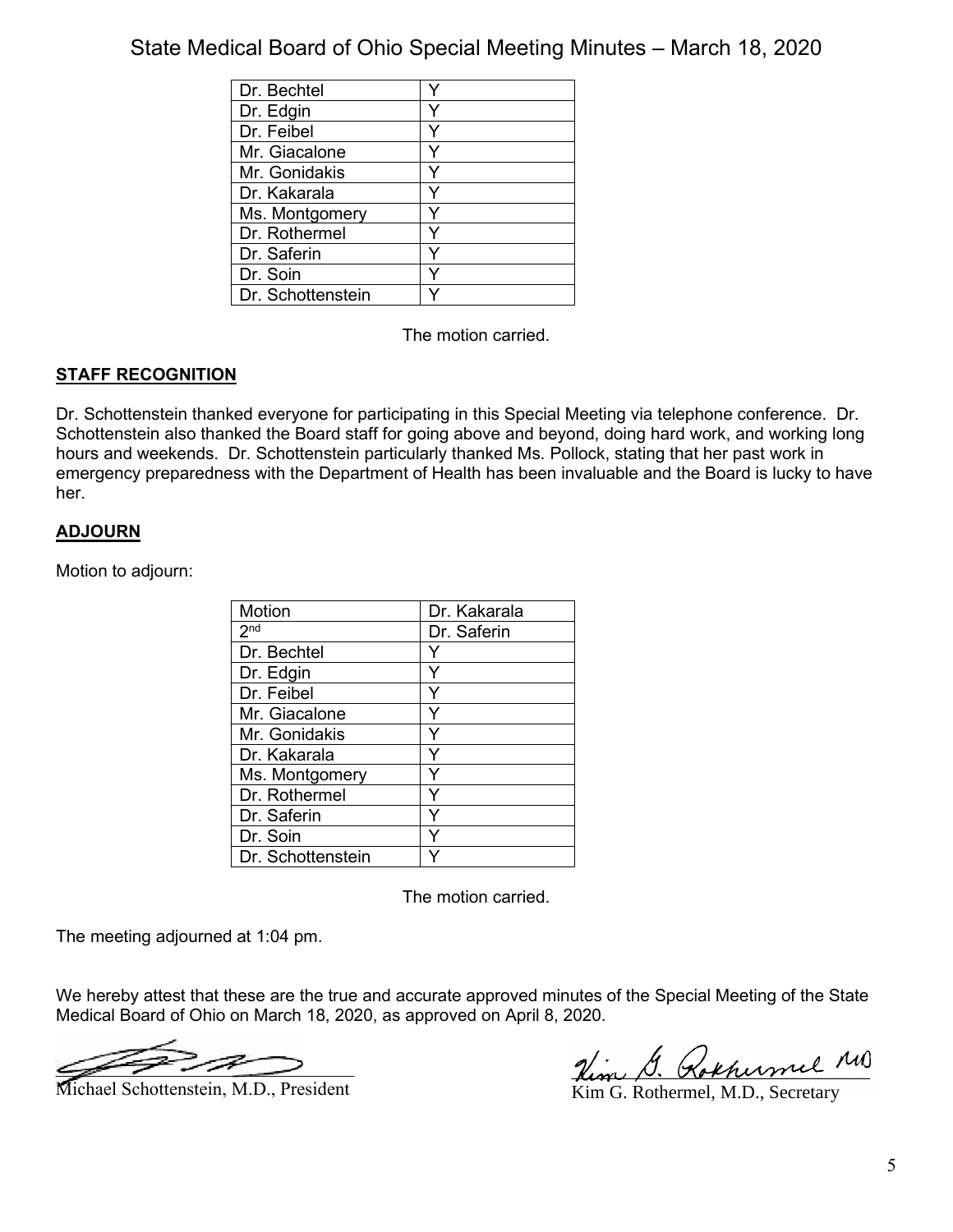| Dr. Bechtel | Y |
|---|---|
| Dr. Edgin | Y |
| Dr. Feibel | Y |
| Mr. Giacalone | Y |
| Mr. Gonidakis | Y |
| Dr. Kakarala | Y |
| Ms. Montgomery | Y |
| Dr. Rothermel | Y |
| Dr. Saferin | Y |
| Dr. Soin | Y |
| Dr. Schottenstein | Y |

The motion carried.

**STAFF RECOGNITION**

Dr. Schottenstein thanked everyone for participating in this Special Meeting via telephone conference. Dr. Schottenstein also thanked the Board staff for going above and beyond, doing hard work, and working long hours and weekends. Dr. Schottenstein particularly thanked Ms. Pollock, stating that her past work in emergency preparedness with the Department of Health has been invaluable and the Board is lucky to have her.

**ADJOURN**

Motion to adjourn:

| Motion | Dr. Kakarala |
|---|---|
| 2nd | Dr. Saferin |
| Dr. Bechtel | Y |
| Dr. Edgin | Y |
| Dr. Feibel | Y |
| Mr. Giacalone | Y |
| Mr. Gonidakis | Y |
| Dr. Kakarala | Y |
| Ms. Montgomery | Y |
| Dr. Rothermel | Y |
| Dr. Saferin | Y |
| Dr. Soin | Y |
| Dr. Schottenstein | Y |

The motion carried.

The meeting adjourned at 1:04 pm.

We hereby attest that these are the true and accurate approved minutes of the Special Meeting of the State Medical Board of Ohio on March 18, 2020, as approved on April 8, 2020.

Michael Schottenstein, M.D., President

Kim G. Rothermel, M.D., Secretary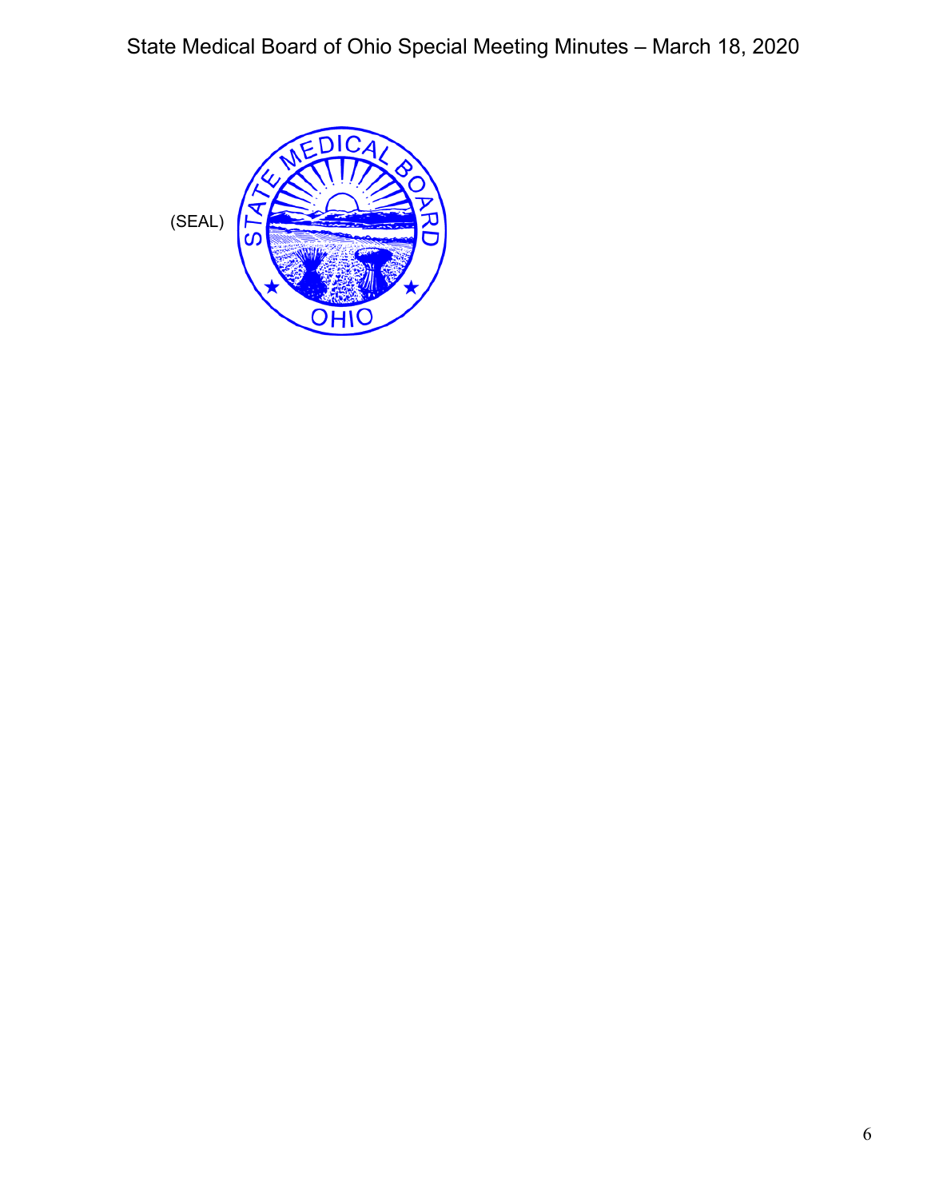(SEAL)